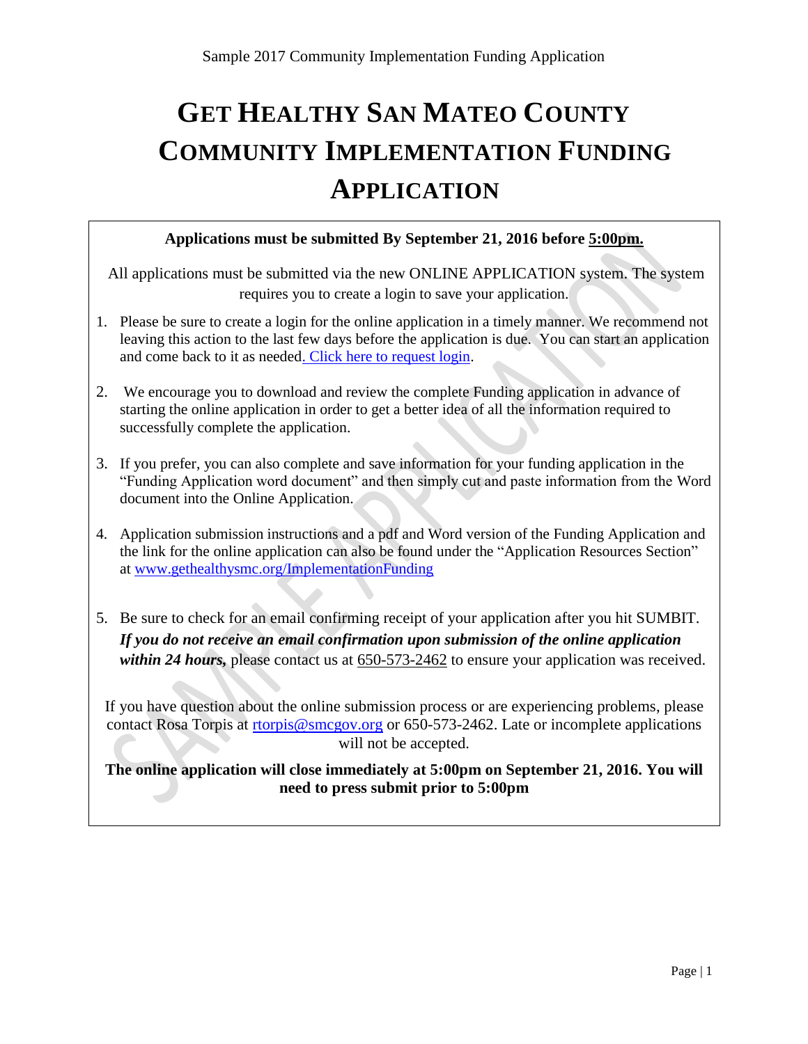# GET HEALTHY SAN MATEO COUNTY COMMUNITY IMPLEMENTATION FUNDING APPLICATION

**Applications must be submitted By September 21, 2016 before 5:00pm.**

All applications must be submitted via the new ONLINE APPLICATION system. The system requires you to create a login to save your application.

1. Please be sure to create a login for the online application in a timely manner. We recommend not leaving this action to the last few days before the application is due. You can start an application and come back to it as needed. Click here to request login.

2. We encourage you to download and review the complete Funding application in advance of starting the online application in order to get a better idea of all the information required to successfully complete the application.

3. If you prefer, you can also complete and save information for your funding application in the "Funding Application word document" and then simply cut and paste information from the Word document into the Online Application.

4. Application submission instructions and a pdf and Word version of the Funding Application and the link for the online application can also be found under the "Application Resources Section" at www.gethealthysmc.org/ImplementationFunding

5. Be sure to check for an email confirming receipt of your application after you hit SUMBIT. ***If you do not receive an email confirmation upon submission of the online application within 24 hours,*** please contact us at 650-573-2462 to ensure your application was received.

If you have question about the online submission process or are experiencing problems, please contact Rosa Torpis at rtorpis@smcgov.org or 650-573-2462. Late or incomplete applications will not be accepted.

**The online application will close immediately at 5:00pm on September 21, 2016. You will need to press submit prior to 5:00pm**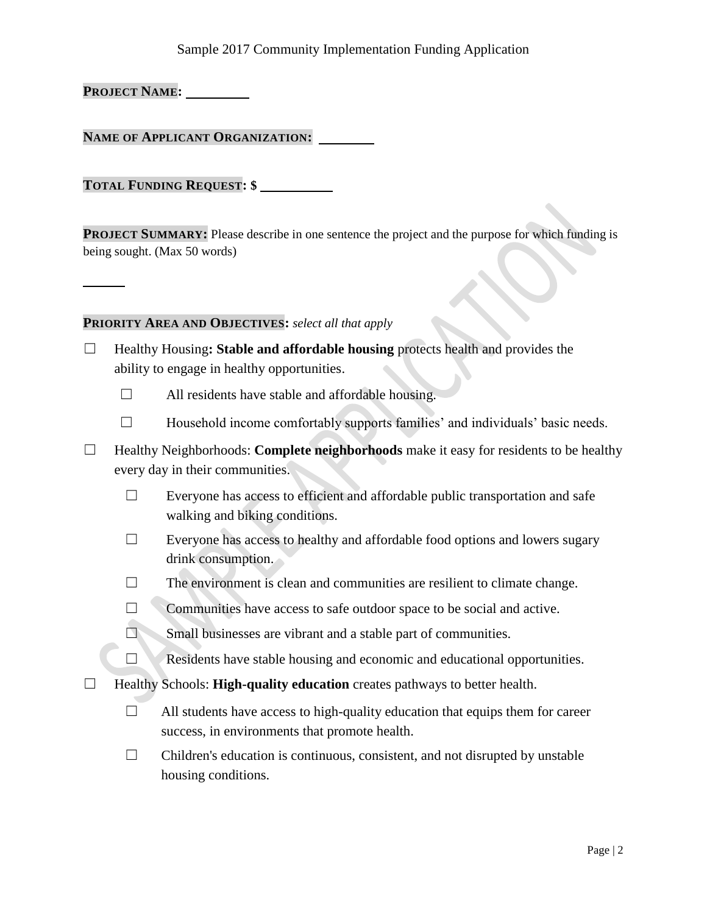**PROJECT NAME:** \_\_\_\_\_\_\_\_\_\_

**NAME OF APPLICANT ORGANIZATION:** \_\_\_\_\_\_\_\_\_

**TOTAL FUNDING REQUEST:** $ \_\_\_\_\_\_\_\_\_\_\_

**PROJECT SUMMARY:** Please describe in one sentence the project and the purpose for which funding is being sought. (Max 50 words)

\_\_\_\_\_\_\_

**PRIORITY AREA AND OBJECTIVES:** *select all that apply*

- ☐ Healthy Housing**: Stable and affordable housing** protects health and provides the ability to engage in healthy opportunities.
  - ☐ All residents have stable and affordable housing.
  - ☐ Household income comfortably supports families' and individuals' basic needs.
- ☐ Healthy Neighborhoods: **Complete neighborhoods** make it easy for residents to be healthy every day in their communities.
  - ☐ Everyone has access to efficient and affordable public transportation and safe walking and biking conditions.
  - ☐ Everyone has access to healthy and affordable food options and lowers sugary drink consumption.
  - ☐ The environment is clean and communities are resilient to climate change.
  - ☐ Communities have access to safe outdoor space to be social and active.
  - ☐ Small businesses are vibrant and a stable part of communities.
  - ☐ Residents have stable housing and economic and educational opportunities.
- ☐ Healthy Schools: **High-quality education** creates pathways to better health.
  - ☐ All students have access to high-quality education that equips them for career success, in environments that promote health.
  - ☐ Children's education is continuous, consistent, and not disrupted by unstable housing conditions.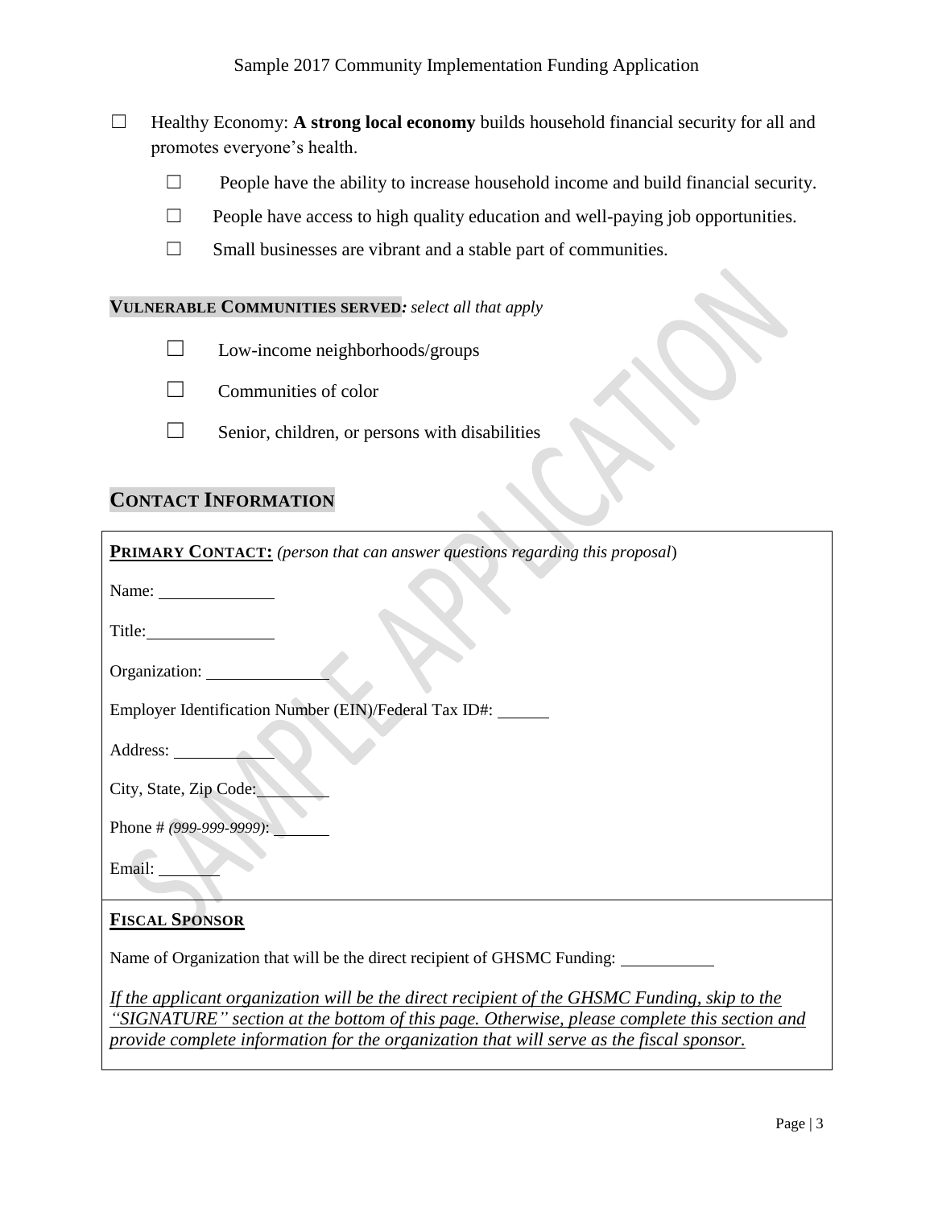☐ Healthy Economy: **A strong local economy** builds household financial security for all and promotes everyone's health.

- ☐ People have the ability to increase household income and build financial security.
- ☐ People have access to high quality education and well-paying job opportunities.
- ☐ Small businesses are vibrant and a stable part of communities.

**VULNERABLE COMMUNITIES SERVED***: select all that apply*

- ☐ Low-income neighborhoods/groups
- ☐ Communities of color
- ☐ Senior, children, or persons with disabilities

## CONTACT INFORMATION

**PRIMARY CONTACT:** *(person that can answer questions regarding this proposal*)

Name: \_\_\_\_\_\_\_\_\_\_\_\_\_\_

Title: \_\_\_\_\_\_\_\_\_\_\_\_\_\_

Organization: \_\_\_\_\_\_\_\_\_\_\_\_\_\_

Employer Identification Number (EIN)/Federal Tax ID#: \_\_\_\_\_\_

Address: \_\_\_\_\_\_\_\_\_\_\_\_

City, State, Zip Code: \_\_\_\_\_\_\_\_\_

Phone # *(999-999-9999)*: \_\_\_\_\_\_\_

Email: \_\_\_\_\_\_\_

**FISCAL SPONSOR**

Name of Organization that will be the direct recipient of GHSMC Funding: \_\_\_\_\_\_\_\_\_\_\_

*If the applicant organization will be the direct recipient of the GHSMC Funding, skip to the "SIGNATURE" section at the bottom of this page. Otherwise, please complete this section and provide complete information for the organization that will serve as the fiscal sponsor.*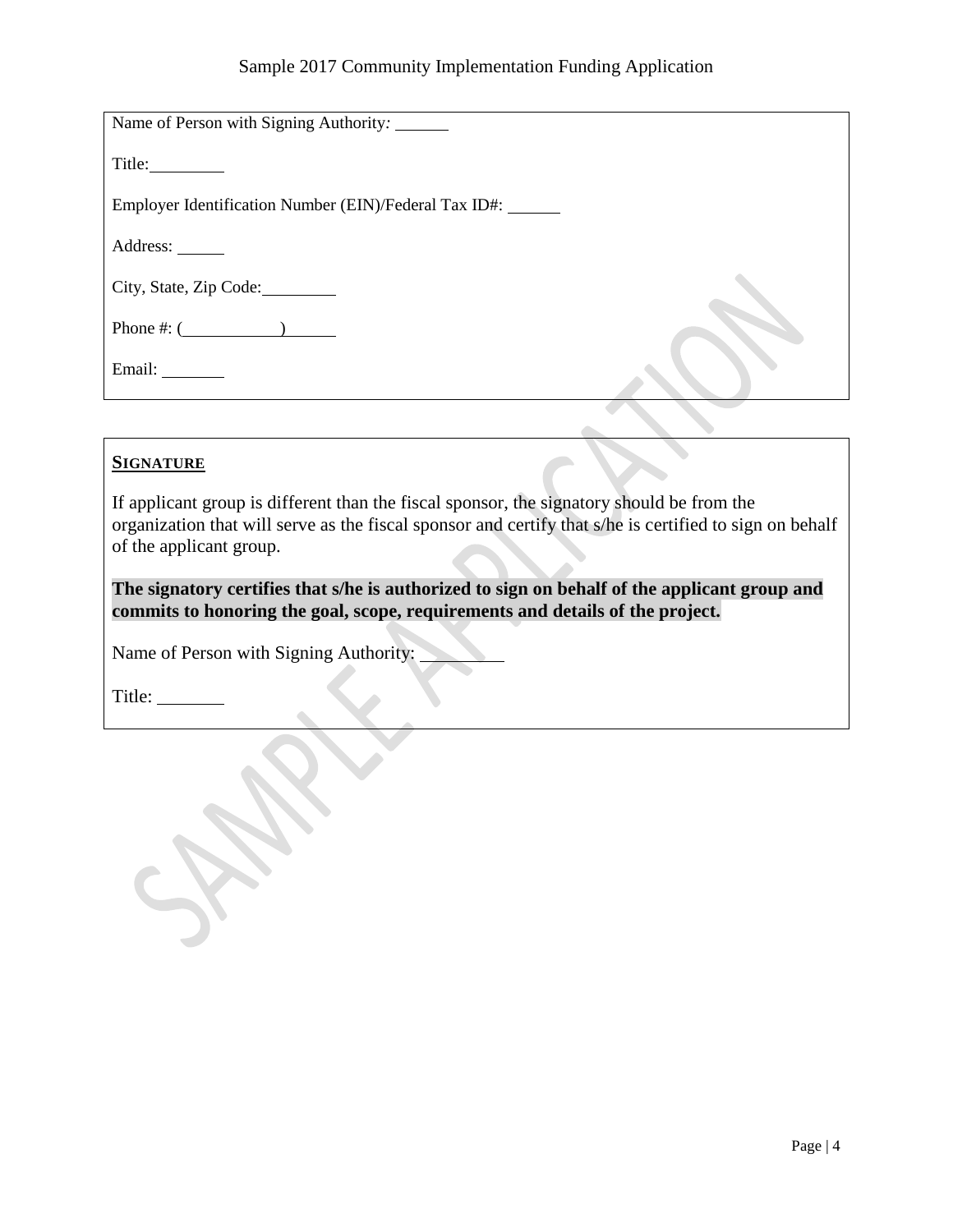Name of Person with Signing Authority: ______

Title: ________

Employer Identification Number (EIN)/Federal Tax ID#: ______

Address: _____

City, State, Zip Code: ________

Phone #: (__________) ______

Email: _______

**SIGNATURE**

If applicant group is different than the fiscal sponsor, the signatory should be from the organization that will serve as the fiscal sponsor and certify that s/he is certified to sign on behalf of the applicant group.

**The signatory certifies that s/he is authorized to sign on behalf of the applicant group and commits to honoring the goal, scope, requirements and details of the project.**

Name of Person with Signing Authority: ________

Title: _______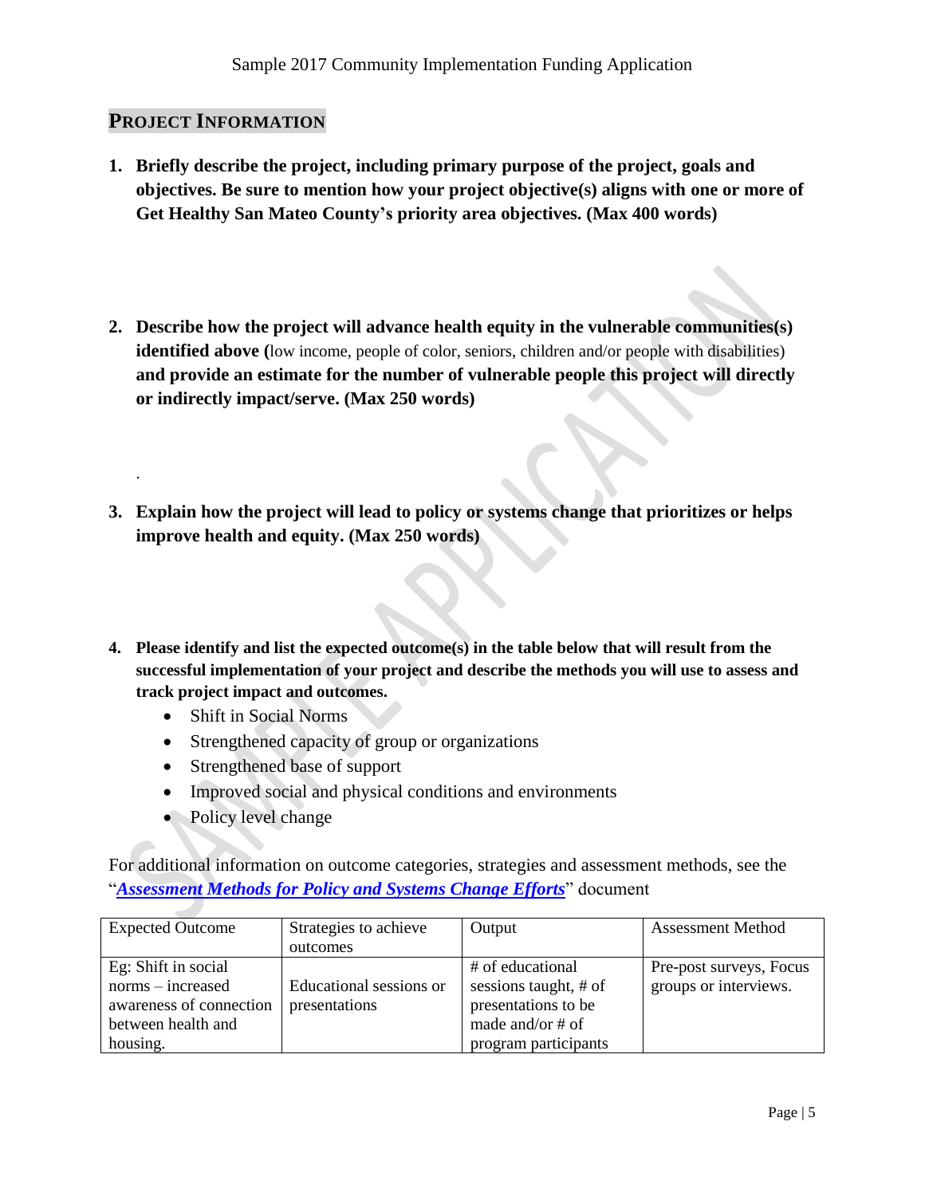## PROJECT INFORMATION

1. **Briefly describe the project, including primary purpose of the project, goals and objectives. Be sure to mention how your project objective(s) aligns with one or more of Get Healthy San Mateo County's priority area objectives. (Max 400 words)**

2. **Describe how the project will advance health equity in the vulnerable communities(s) identified above (**low income, people of color, seniors, children and/or people with disabilities) **and provide an estimate for the number of vulnerable people this project will directly or indirectly impact/serve. (Max 250 words)**

.

3. **Explain how the project will lead to policy or systems change that prioritizes or helps improve health and equity. (Max 250 words)**

4. **Please identify and list the expected outcome(s) in the table below that will result from the successful implementation of your project and describe the methods you will use to assess and track project impact and outcomes.**
   - Shift in Social Norms
   - Strengthened capacity of group or organizations
   - Strengthened base of support
   - Improved social and physical conditions and environments
   - Policy level change

For additional information on outcome categories, strategies and assessment methods, see the "***Assessment Methods for Policy and Systems Change Efforts***" document

| Expected Outcome | Strategies to achieve outcomes | Output | Assessment Method |
|---|---|---|---|
| Eg: Shift in social norms – increased awareness of connection between health and housing. | Educational sessions or presentations | # of educational sessions taught, # of presentations to be made and/or # of program participants | Pre-post surveys, Focus groups or interviews. |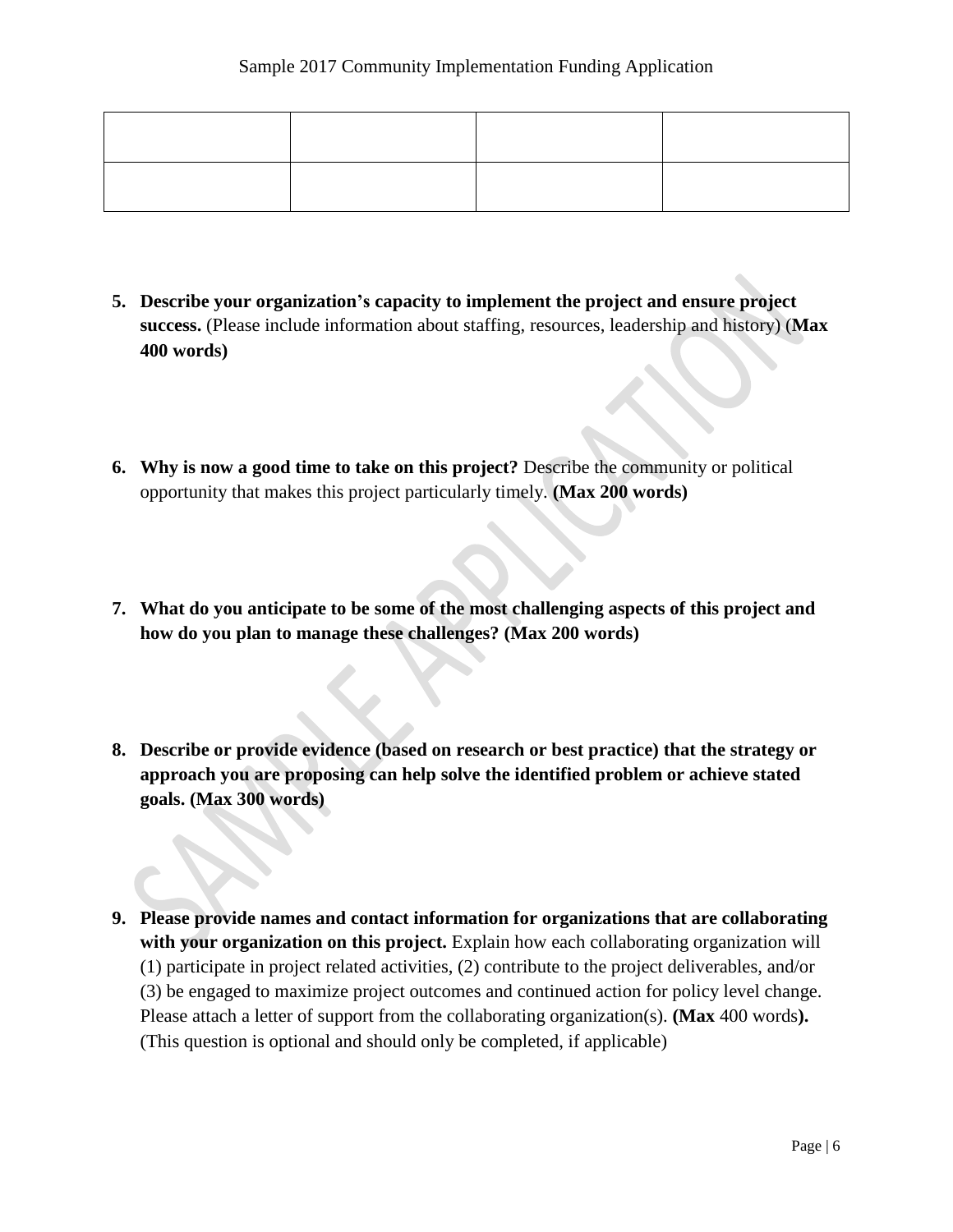| | | | |
|---|---|---|---|
| | | | |
| | | | |

5. **Describe your organization's capacity to implement the project and ensure project success.** (Please include information about staffing, resources, leadership and history) (**Max 400 words)**

6. **Why is now a good time to take on this project?** Describe the community or political opportunity that makes this project particularly timely. **(Max 200 words)**

7. **What do you anticipate to be some of the most challenging aspects of this project and how do you plan to manage these challenges? (Max 200 words)**

8. **Describe or provide evidence (based on research or best practice) that the strategy or approach you are proposing can help solve the identified problem or achieve stated goals. (Max 300 words)**

9. **Please provide names and contact information for organizations that are collaborating with your organization on this project.** Explain how each collaborating organization will (1) participate in project related activities, (2) contribute to the project deliverables, and/or (3) be engaged to maximize project outcomes and continued action for policy level change. Please attach a letter of support from the collaborating organization(s). **(Max** 400 words**).** (This question is optional and should only be completed, if applicable)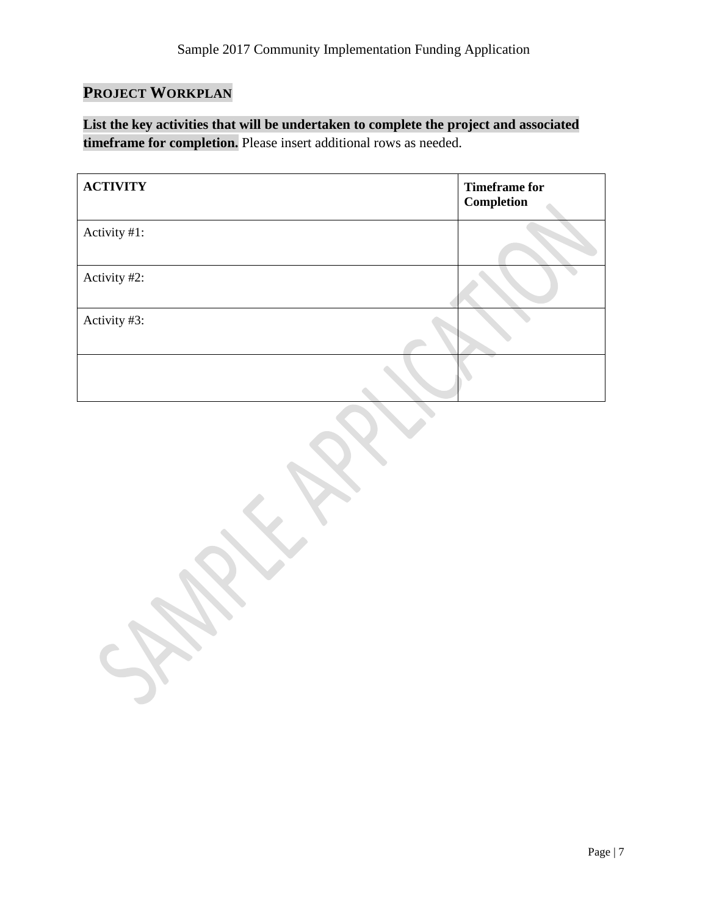## Project Workplan

**List the key activities that will be undertaken to complete the project and associated timeframe for completion.** Please insert additional rows as needed.

| ACTIVITY | Timeframe for Completion |
|---|---|
| Activity #1: | |
| Activity #2: | |
| Activity #3: | |
| | |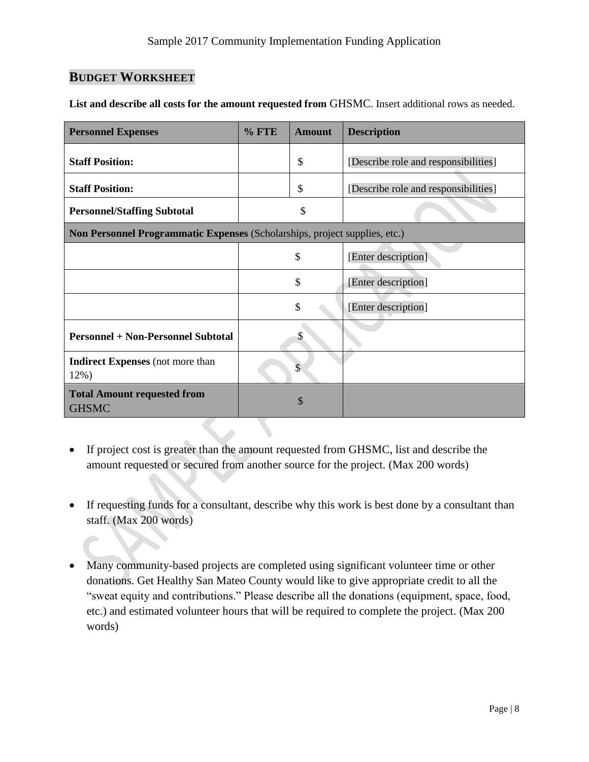## BUDGET WORKSHEET

**List and describe all costs for the amount requested from** GHSMC. Insert additional rows as needed.

| Personnel Expenses | % FTE | Amount | Description |
|---|---|---|---|
| **Staff Position:** | | $ | [Describe role and responsibilities] |
| **Staff Position:** | | $ | [Describe role and responsibilities] |
| **Personnel/Staffing Subtotal** | $ | | |
| **Non Personnel Programmatic Expenses** (Scholarships, project supplies, etc.) | | | |
| | $ | | [Enter description] |
| | $ | | [Enter description] |
| | $ | | [Enter description] |
| **Personnel + Non-Personnel Subtotal** | $ | | |
| **Indirect Expenses** (not more than 12%) | $ | | |
| **Total Amount requested from** GHSMC | $ | | |

- If project cost is greater than the amount requested from GHSMC, list and describe the amount requested or secured from another source for the project. (Max 200 words)

- If requesting funds for a consultant, describe why this work is best done by a consultant than staff. (Max 200 words)

- Many community-based projects are completed using significant volunteer time or other donations. Get Healthy San Mateo County would like to give appropriate credit to all the "sweat equity and contributions." Please describe all the donations (equipment, space, food, etc.) and estimated volunteer hours that will be required to complete the project. (Max 200 words)